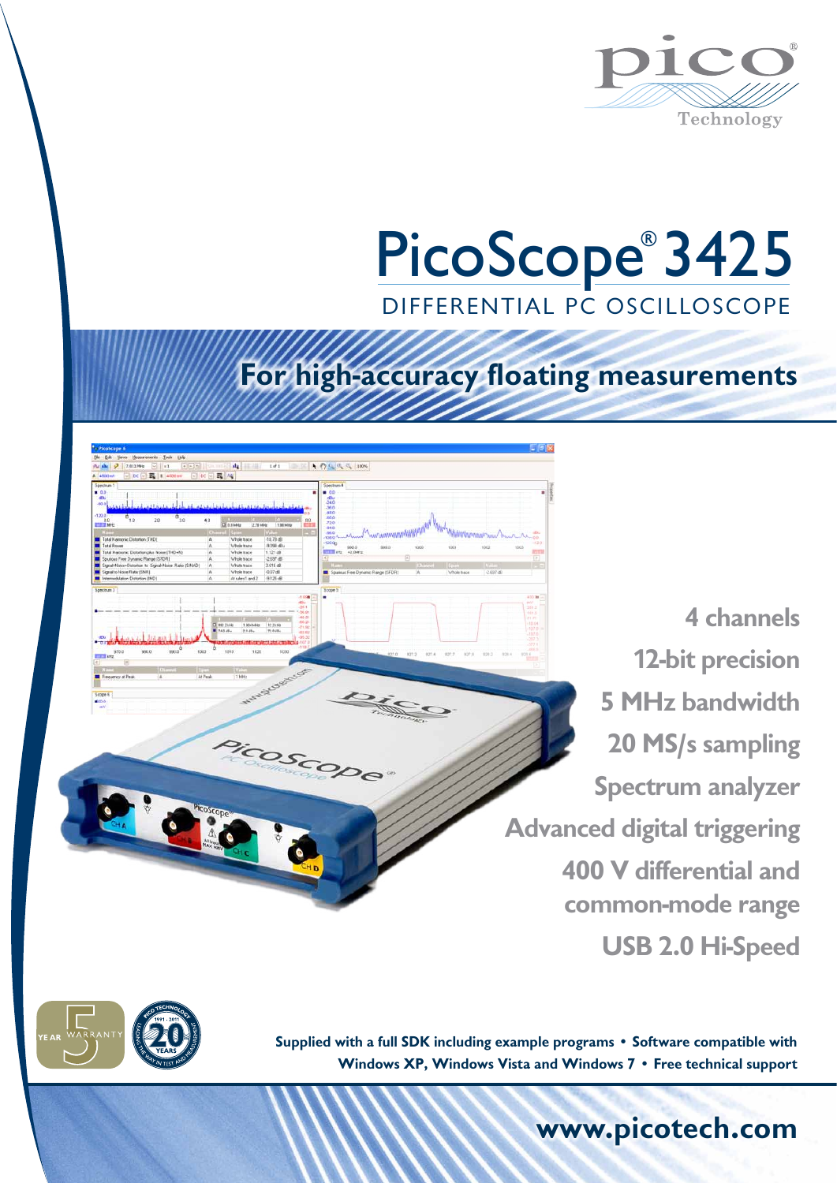# PicoScope® 3425

## DIFFERENTIAL PC OSCILLOSCOPE

## For high-accuracy floating measurements

- 4 channels
- 12-bit precision
- 5 MHz bandwidth
- 20 MS/s sampling
- Spectrum analyzer
- Advanced digital triggering
- 400 V differential and common-mode range
- USB 2.0 Hi-Speed

**Supplied with a full SDK including example programs • Software compatible with Windows XP, Windows Vista and Windows 7 • Free technical support**

**www.picotech.com**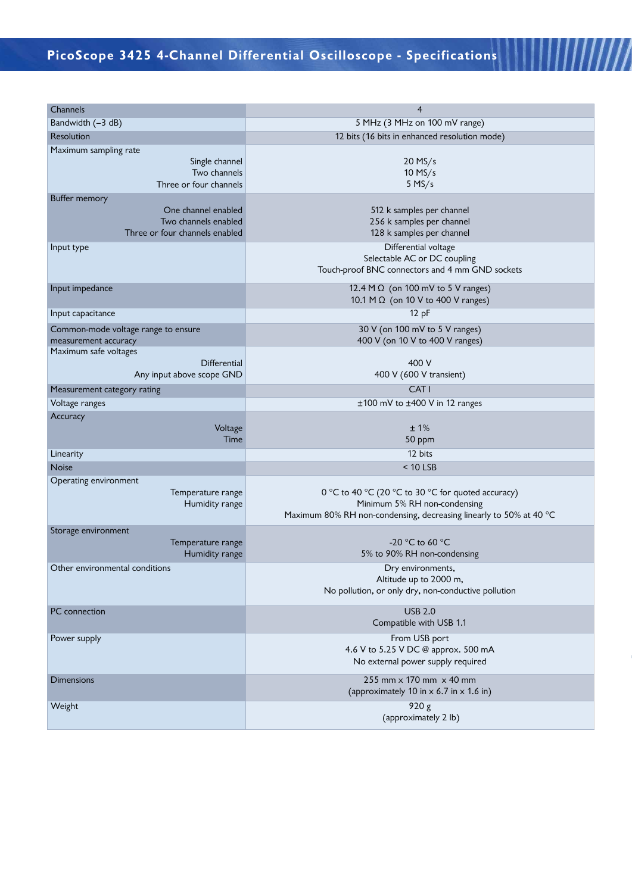# PicoScope 3425 4-Channel Differential Oscilloscope - Specifications

| | |
|---|---|
| Channels | 4 |
| Bandwidth (–3 dB) | 5 MHz (3 MHz on 100 mV range) |
| Resolution | 12 bits (16 bits in enhanced resolution mode) |
| Maximum sampling rate<br>Single channel<br>Two channels<br>Three or four channels | <br>20 MS/s<br>10 MS/s<br>5 MS/s |
| Buffer memory<br>One channel enabled<br>Two channels enabled<br>Three or four channels enabled | <br>512 k samples per channel<br>256 k samples per channel<br>128 k samples per channel |
| Input type | Differential voltage<br>Selectable AC or DC coupling<br>Touch-proof BNC connectors and 4 mm GND sockets |
| Input impedance | 12.4 M Ω (on 100 mV to 5 V ranges)<br>10.1 M Ω (on 10 V to 400 V ranges) |
| Input capacitance | 12 pF |
| Common-mode voltage range to ensure measurement accuracy | 30 V (on 100 mV to 5 V ranges)<br>400 V (on 10 V to 400 V ranges) |
| Maximum safe voltages<br>Differential<br>Any input above scope GND | <br>400 V<br>400 V (600 V transient) |
| Measurement category rating | CAT I |
| Voltage ranges | ±100 mV to ±400 V in 12 ranges |
| Accuracy<br>Voltage<br>Time | <br>± 1%<br>50 ppm |
| Linearity | 12 bits |
| Noise | < 10 LSB |
| Operating environment<br>Temperature range<br>Humidity range | <br>0 °C to 40 °C (20 °C to 30 °C for quoted accuracy)<br>Minimum 5% RH non-condensing<br>Maximum 80% RH non-condensing, decreasing linearly to 50% at 40 °C |
| Storage environment<br>Temperature range<br>Humidity range | <br>-20 °C to 60 °C<br>5% to 90% RH non-condensing |
| Other environmental conditions | Dry environments,<br>Altitude up to 2000 m,<br>No pollution, or only dry, non-conductive pollution |
| PC connection | USB 2.0<br>Compatible with USB 1.1 |
| Power supply | From USB port<br>4.6 V to 5.25 V DC @ approx. 500 mA<br>No external power supply required |
| Dimensions | 255 mm x 170 mm x 40 mm<br>(approximately 10 in x 6.7 in x 1.6 in) |
| Weight | 920 g<br>(approximately 2 lb) |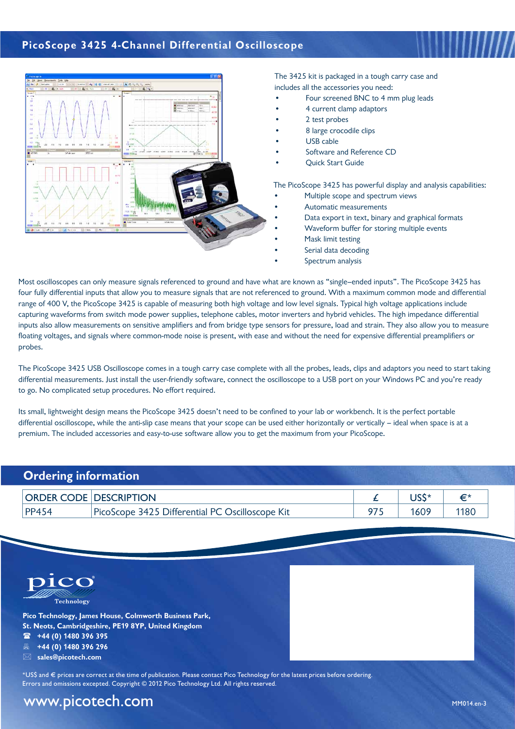# PicoScope 3425 4-Channel Differential Oscilloscope

The 3425 kit is packaged in a tough carry case and includes all the accessories you need:

- Four screened BNC to 4 mm plug leads
- 4 current clamp adaptors
- 2 test probes
- 8 large crocodile clips
- USB cable
- Software and Reference CD
- Quick Start Guide

The PicoScope 3425 has powerful display and analysis capabilities:

- Multiple scope and spectrum views
- Automatic measurements
- Data export in text, binary and graphical formats
- Waveform buffer for storing multiple events
- Mask limit testing
- Serial data decoding
- Spectrum analysis

Most oscilloscopes can only measure signals referenced to ground and have what are known as "single–ended inputs". The PicoScope 3425 has four fully differential inputs that allow you to measure signals that are not referenced to ground. With a maximum common mode and differential range of 400 V, the PicoScope 3425 is capable of measuring both high voltage and low level signals. Typical high voltage applications include capturing waveforms from switch mode power supplies, telephone cables, motor inverters and hybrid vehicles. The high impedance differential inputs also allow measurements on sensitive amplifiers and from bridge type sensors for pressure, load and strain. They also allow you to measure floating voltages, and signals where common-mode noise is present, with ease and without the need for expensive differential preamplifiers or probes.

The PicoScope 3425 USB Oscilloscope comes in a tough carry case complete with all the probes, leads, clips and adaptors you need to start taking differential measurements. Just install the user-friendly software, connect the oscilloscope to a USB port on your Windows PC and you're ready to go. No complicated setup procedures. No effort required.

Its small, lightweight design means the PicoScope 3425 doesn't need to be confined to your lab or workbench. It is the perfect portable differential oscilloscope, while the anti-slip case means that your scope can be used either horizontally or vertically – ideal when space is at a premium. The included accessories and easy-to-use software allow you to get the maximum from your PicoScope.

## Ordering information

| ORDER CODE | DESCRIPTION | £ | US$* | €* |
|---|---|---|---|---|
| PP454 | PicoScope 3425 Differential PC Oscilloscope Kit | 975 | 1609 | 1180 |

pico Technology

**Pico Technology, James House, Colmworth Business Park, St. Neots, Cambridgeshire, PE19 8YP, United Kingdom**

**+44 (0) 1480 396 395**

**+44 (0) 1480 396 296**

**sales@picotech.com**

*US$ and € prices are correct at the time of publication. Please contact Pico Technology for the latest prices before ordering. Errors and omissions excepted. Copyright © 2012 Pico Technology Ltd. All rights reserved.

www.picotech.com

MM014.en-3